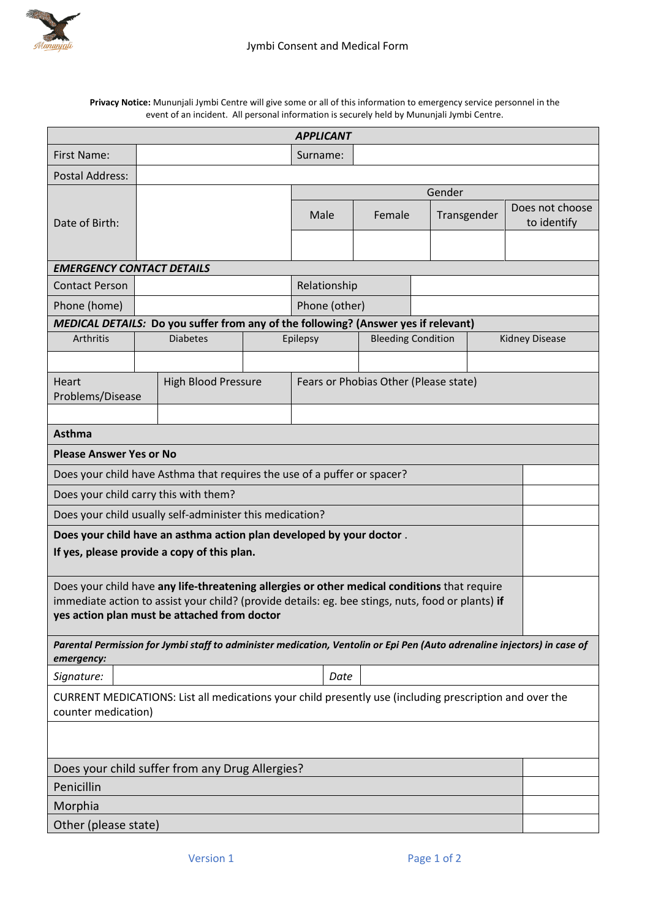# Jymbi Consent and Medical Form

**Privacy Notice:** Mununjali Jymbi Centre will give some or all of this information to emergency service personnel in the event of an incident. All personal information is securely held by Mununjali Jymbi Centre.

| ***APPLICANT*** | | | | | |
|---|---|---|---|---|---|
| First Name: | | Surname: | | | |
| Postal Address: | | | | | |
| Date of Birth: | | Gender | | | |
| | | Male | Female | Transgender | Does not choose to identify |
| | | | | | |

| ***EMERGENCY CONTACT DETAILS*** | | | |
|---|---|---|---|
| Contact Person | | Relationship | |
| Phone (home) | | Phone (other) | |

***MEDICAL DETAILS:*** **Do you suffer from any of the following? (Answer yes if relevant)**

| Arthritis | Diabetes | Epilepsy | Bleeding Condition | Kidney Disease |
|---|---|---|---|---|
| | | | | |

| Heart Problems/Disease | High Blood Pressure | Fears or Phobias Other (Please state) |
|---|---|---|
| | | |

| **Asthma** | |
|---|---|
| **Please Answer Yes or No** | |
| Does your child have Asthma that requires the use of a puffer or spacer? | |
| Does your child carry this with them? | |
| Does your child usually self-administer this medication? | |
| **Does your child have an asthma action plan developed by your doctor** . **If yes, please provide a copy of this plan.** | |
| Does your child have **any life-threatening allergies or other medical conditions** that require immediate action to assist your child? (provide details: eg. bee stings, nuts, food or plants) **if yes action plan must be attached from doctor** | |

***Parental Permission for Jymbi staff to administer medication, Ventolin or Epi Pen (Auto adrenaline injectors) in case of emergency:***

| *Signature:* | | *Date* | |
|---|---|---|---|

| CURRENT MEDICATIONS: List all medications your child presently use (including prescription and over the counter medication) |
|---|
| |

| Does your child suffer from any Drug Allergies? | |
|---|---|
| Penicillin | |
| Morphia | |
| Other (please state) | |

Version 1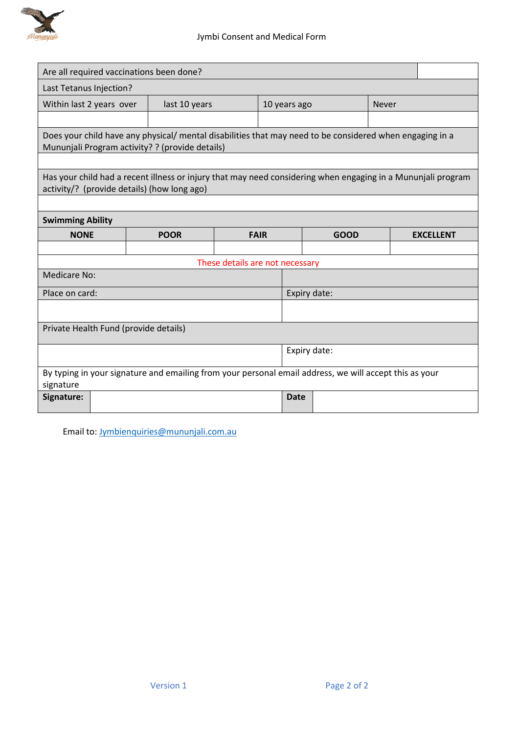| | | | |
|---|---|---|---|
| Are all required vaccinations been done? | | | |
| Last Tetanus Injection? | | | |
| Within last 2 years over | last 10 years | 10 years ago | Never |
| | | | |
| Does your child have any physical/ mental disabilities that may need to be considered when engaging in a Mununjali Program activity? ? (provide details) | | | |
| | | | |
| Has your child had a recent illness or injury that may need considering when engaging in a Mununjali program activity/? (provide details) (how long ago) | | | |
| | | | |

| | | | | |
|---|---|---|---|---|
| **Swimming Ability** | | | | |
| **NONE** | **POOR** | **FAIR** | **GOOD** | **EXCELLENT** |
| | | | | |

These details are not necessary

| | |
|---|---|
| Medicare No: | |
| Place on card: | Expiry date: |
| | |
| Private Health Fund (provide details) | |
| | Expiry date: |

By typing in your signature and emailing from your personal email address, we will accept this as your signature

| | | | |
|---|---|---|---|
| **Signature:** | | **Date** | |

Email to: Jymbienquiries@mununjali.com.au

Version 1